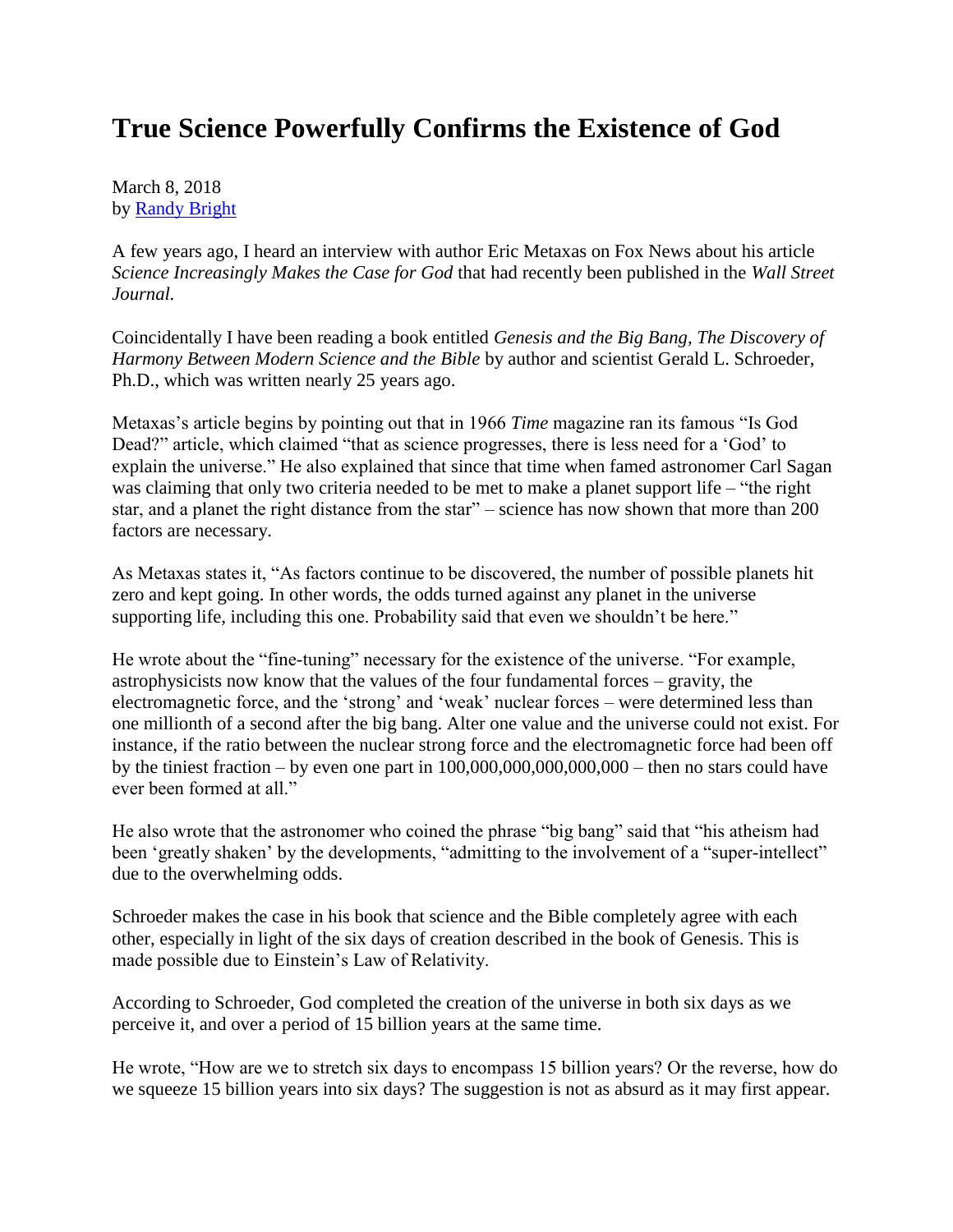# True Science Powerfully Confirms the Existence of God

March 8, 2018
by [Randy Bright]

A few years ago, I heard an interview with author Eric Metaxas on Fox News about his article *Science Increasingly Makes the Case for God* that had recently been published in the *Wall Street Journal.*

Coincidentally I have been reading a book entitled *Genesis and the Big Bang, The Discovery of Harmony Between Modern Science and the Bible* by author and scientist Gerald L. Schroeder, Ph.D., which was written nearly 25 years ago.

Metaxas's article begins by pointing out that in 1966 *Time* magazine ran its famous "Is God Dead?" article, which claimed "that as science progresses, there is less need for a 'God' to explain the universe." He also explained that since that time when famed astronomer Carl Sagan was claiming that only two criteria needed to be met to make a planet support life – "the right star, and a planet the right distance from the star" – science has now shown that more than 200 factors are necessary.

As Metaxas states it, "As factors continue to be discovered, the number of possible planets hit zero and kept going. In other words, the odds turned against any planet in the universe supporting life, including this one. Probability said that even we shouldn't be here."

He wrote about the "fine-tuning" necessary for the existence of the universe. "For example, astrophysicists now know that the values of the four fundamental forces – gravity, the electromagnetic force, and the 'strong' and 'weak' nuclear forces – were determined less than one millionth of a second after the big bang. Alter one value and the universe could not exist. For instance, if the ratio between the nuclear strong force and the electromagnetic force had been off by the tiniest fraction – by even one part in 100,000,000,000,000,000 – then no stars could have ever been formed at all."

He also wrote that the astronomer who coined the phrase "big bang" said that "his atheism had been 'greatly shaken' by the developments, "admitting to the involvement of a "super-intellect" due to the overwhelming odds.

Schroeder makes the case in his book that science and the Bible completely agree with each other, especially in light of the six days of creation described in the book of Genesis. This is made possible due to Einstein's Law of Relativity.

According to Schroeder, God completed the creation of the universe in both six days as we perceive it, and over a period of 15 billion years at the same time.

He wrote, "How are we to stretch six days to encompass 15 billion years? Or the reverse, how do we squeeze 15 billion years into six days? The suggestion is not as absurd as it may first appear.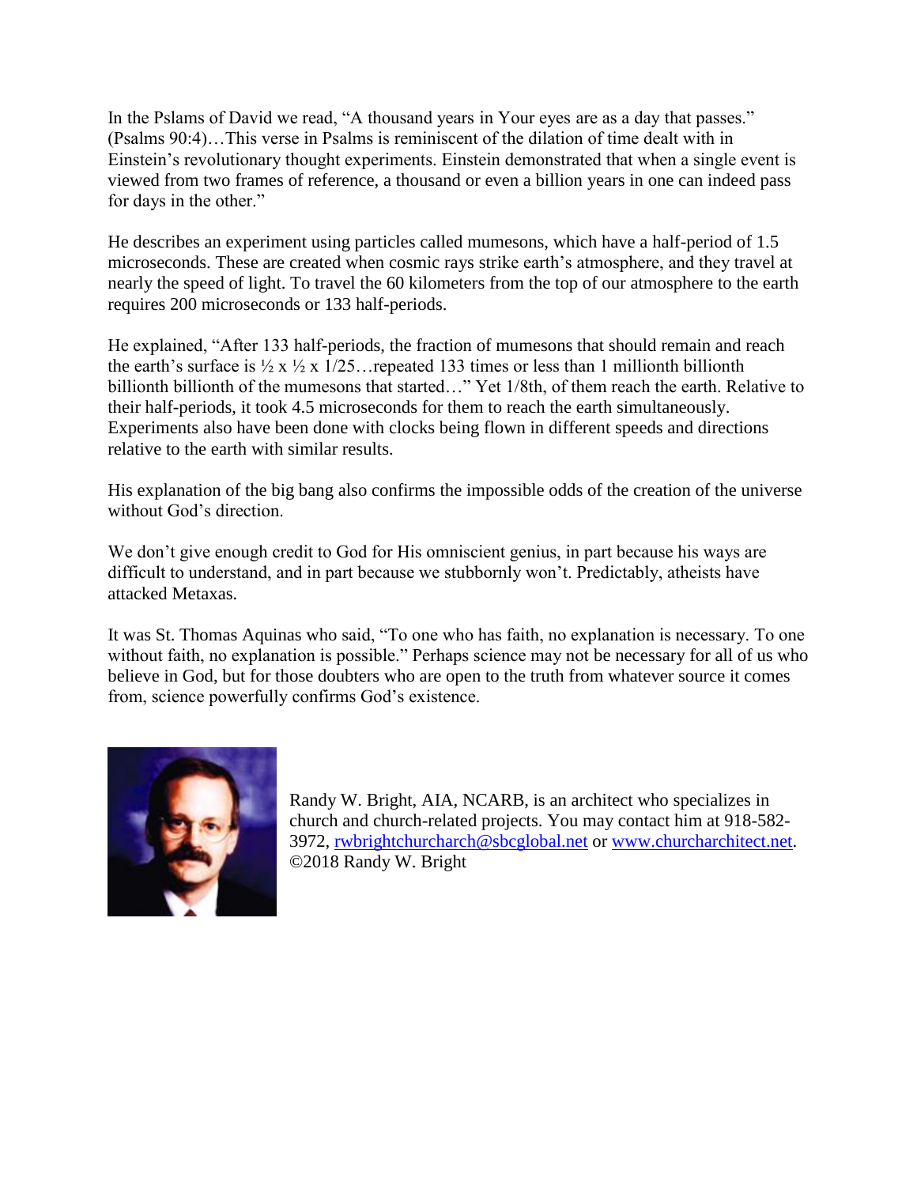In the Pslams of David we read, "A thousand years in Your eyes are as a day that passes." (Psalms 90:4)…This verse in Psalms is reminiscent of the dilation of time dealt with in Einstein's revolutionary thought experiments. Einstein demonstrated that when a single event is viewed from two frames of reference, a thousand or even a billion years in one can indeed pass for days in the other."

He describes an experiment using particles called mumesons, which have a half-period of 1.5 microseconds. These are created when cosmic rays strike earth's atmosphere, and they travel at nearly the speed of light. To travel the 60 kilometers from the top of our atmosphere to the earth requires 200 microseconds or 133 half-periods.

He explained, "After 133 half-periods, the fraction of mumesons that should remain and reach the earth's surface is ½ x ½ x 1/25…repeated 133 times or less than 1 millionth billionth billionth billionth of the mumesons that started…" Yet 1/8th, of them reach the earth. Relative to their half-periods, it took 4.5 microseconds for them to reach the earth simultaneously. Experiments also have been done with clocks being flown in different speeds and directions relative to the earth with similar results.

His explanation of the big bang also confirms the impossible odds of the creation of the universe without God's direction.

We don't give enough credit to God for His omniscient genius, in part because his ways are difficult to understand, and in part because we stubbornly won't. Predictably, atheists have attacked Metaxas.

It was St. Thomas Aquinas who said, "To one who has faith, no explanation is necessary. To one without faith, no explanation is possible." Perhaps science may not be necessary for all of us who believe in God, but for those doubters who are open to the truth from whatever source it comes from, science powerfully confirms God's existence.

Randy W. Bright, AIA, NCARB, is an architect who specializes in church and church-related projects. You may contact him at 918-582-3972, rwbrightchurcharch@sbcglobal.net or www.churcharchitect.net. ©2018 Randy W. Bright